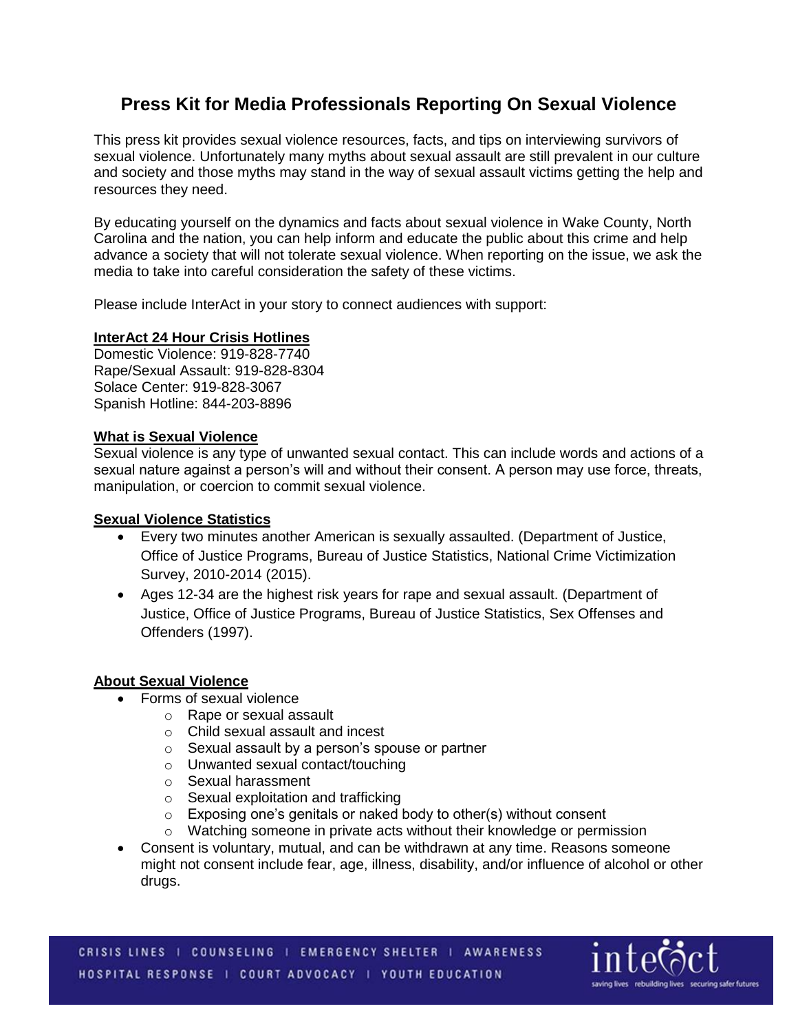# Press Kit for Media Professionals Reporting On Sexual Violence

This press kit provides sexual violence resources, facts, and tips on interviewing survivors of sexual violence. Unfortunately many myths about sexual assault are still prevalent in our culture and society and those myths may stand in the way of sexual assault victims getting the help and resources they need.

By educating yourself on the dynamics and facts about sexual violence in Wake County, North Carolina and the nation, you can help inform and educate the public about this crime and help advance a society that will not tolerate sexual violence. When reporting on the issue, we ask the media to take into careful consideration the safety of these victims.

Please include InterAct in your story to connect audiences with support:

**InterAct 24 Hour Crisis Hotlines**

Domestic Violence: 919-828-7740
Rape/Sexual Assault: 919-828-8304
Solace Center: 919-828-3067
Spanish Hotline: 844-203-8896

**What is Sexual Violence**

Sexual violence is any type of unwanted sexual contact. This can include words and actions of a sexual nature against a person's will and without their consent. A person may use force, threats, manipulation, or coercion to commit sexual violence.

**Sexual Violence Statistics**

- Every two minutes another American is sexually assaulted. (Department of Justice, Office of Justice Programs, Bureau of Justice Statistics, National Crime Victimization Survey, 2010-2014 (2015).
- Ages 12-34 are the highest risk years for rape and sexual assault. (Department of Justice, Office of Justice Programs, Bureau of Justice Statistics, Sex Offenses and Offenders (1997).

**About Sexual Violence**

- Forms of sexual violence
  - Rape or sexual assault
  - Child sexual assault and incest
  - Sexual assault by a person's spouse or partner
  - Unwanted sexual contact/touching
  - Sexual harassment
  - Sexual exploitation and trafficking
  - Exposing one's genitals or naked body to other(s) without consent
  - Watching someone in private acts without their knowledge or permission
- Consent is voluntary, mutual, and can be withdrawn at any time. Reasons someone might not consent include fear, age, illness, disability, and/or influence of alcohol or other drugs.

CRISIS LINES | COUNSELING | EMERGENCY SHELTER | AWARENESS
HOSPITAL RESPONSE | COURT ADVOCACY | YOUTH EDUCATION

interact — saving lives rebuilding lives securing safer futures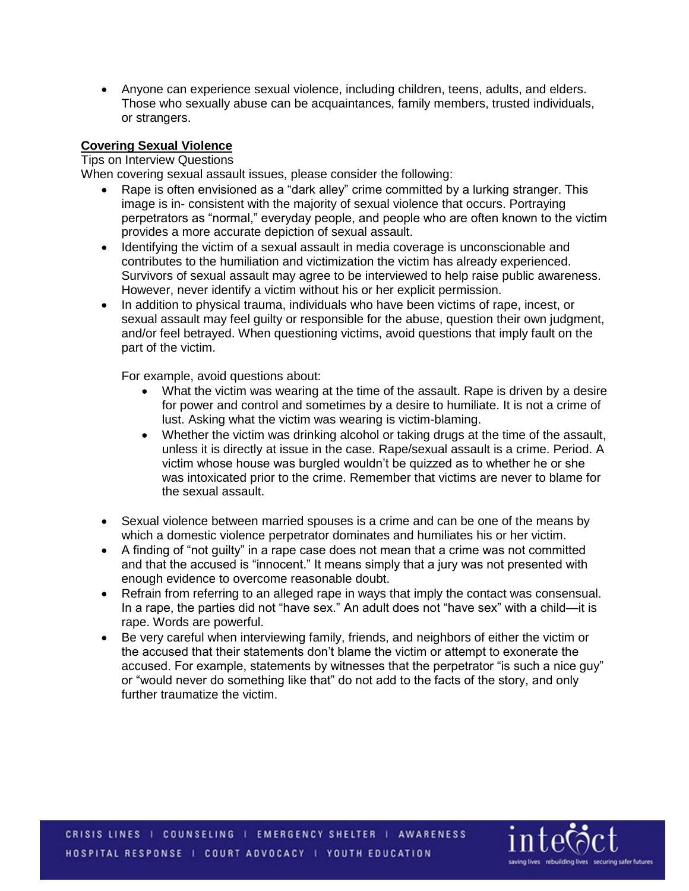- Anyone can experience sexual violence, including children, teens, adults, and elders. Those who sexually abuse can be acquaintances, family members, trusted individuals, or strangers.

**Covering Sexual Violence**

Tips on Interview Questions

When covering sexual assault issues, please consider the following:

- Rape is often envisioned as a “dark alley” crime committed by a lurking stranger. This image is in- consistent with the majority of sexual violence that occurs. Portraying perpetrators as “normal,” everyday people, and people who are often known to the victim provides a more accurate depiction of sexual assault.
- Identifying the victim of a sexual assault in media coverage is unconscionable and contributes to the humiliation and victimization the victim has already experienced. Survivors of sexual assault may agree to be interviewed to help raise public awareness. However, never identify a victim without his or her explicit permission.
- In addition to physical trauma, individuals who have been victims of rape, incest, or sexual assault may feel guilty or responsible for the abuse, question their own judgment, and/or feel betrayed. When questioning victims, avoid questions that imply fault on the part of the victim.

  For example, avoid questions about:

  - What the victim was wearing at the time of the assault. Rape is driven by a desire for power and control and sometimes by a desire to humiliate. It is not a crime of lust. Asking what the victim was wearing is victim-blaming.
  - Whether the victim was drinking alcohol or taking drugs at the time of the assault, unless it is directly at issue in the case. Rape/sexual assault is a crime. Period. A victim whose house was burgled wouldn’t be quizzed as to whether he or she was intoxicated prior to the crime. Remember that victims are never to blame for the sexual assault.

- Sexual violence between married spouses is a crime and can be one of the means by which a domestic violence perpetrator dominates and humiliates his or her victim.
- A finding of “not guilty” in a rape case does not mean that a crime was not committed and that the accused is “innocent.” It means simply that a jury was not presented with enough evidence to overcome reasonable doubt.
- Refrain from referring to an alleged rape in ways that imply the contact was consensual. In a rape, the parties did not “have sex.” An adult does not “have sex” with a child—it is rape. Words are powerful.
- Be very careful when interviewing family, friends, and neighbors of either the victim or the accused that their statements don’t blame the victim or attempt to exonerate the accused. For example, statements by witnesses that the perpetrator “is such a nice guy” or “would never do something like that” do not add to the facts of the story, and only further traumatize the victim.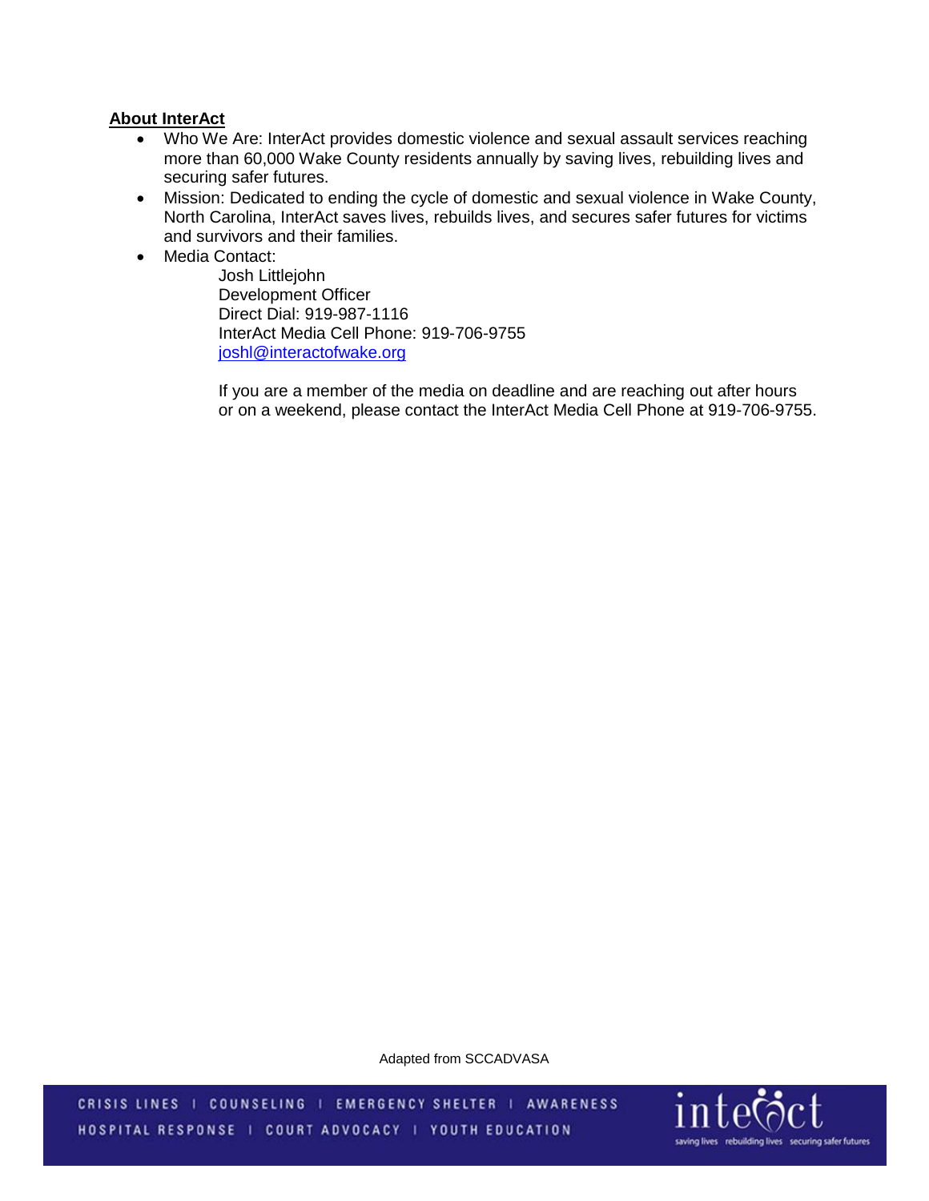**About InterAct**

- Who We Are: InterAct provides domestic violence and sexual assault services reaching more than 60,000 Wake County residents annually by saving lives, rebuilding lives and securing safer futures.
- Mission: Dedicated to ending the cycle of domestic and sexual violence in Wake County, North Carolina, InterAct saves lives, rebuilds lives, and secures safer futures for victims and survivors and their families.
- Media Contact:

  Josh Littlejohn
  Development Officer
  Direct Dial: 919-987-1116
  InterAct Media Cell Phone: 919-706-9755
  joshl@interactofwake.org

  If you are a member of the media on deadline and are reaching out after hours or on a weekend, please contact the InterAct Media Cell Phone at 919-706-9755.

Adapted from SCCADVASA

CRISIS LINES | COUNSELING | EMERGENCY SHELTER | AWARENESS
HOSPITAL RESPONSE | COURT ADVOCACY | YOUTH EDUCATION

interact
saving lives rebuilding lives securing safer futures